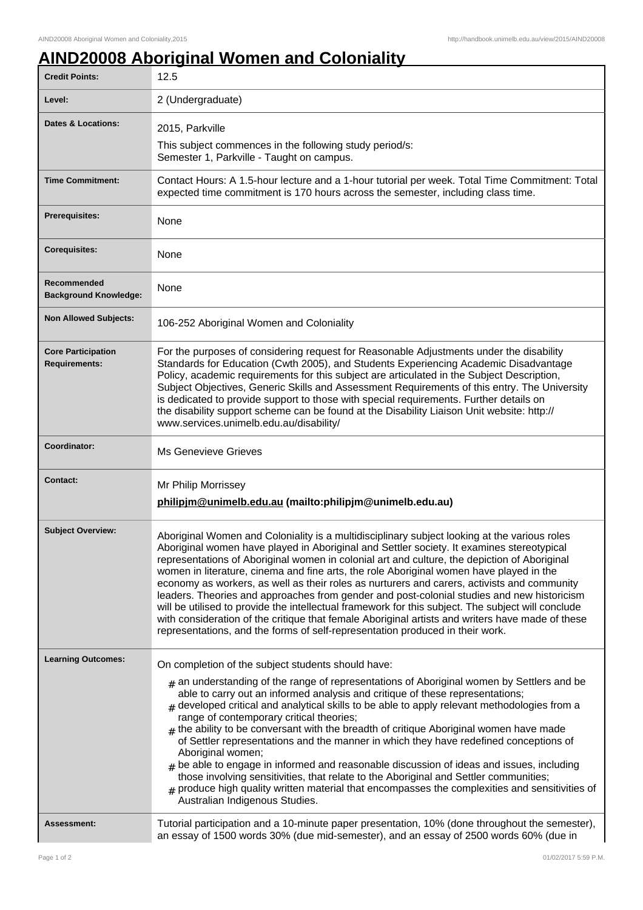# AIND20008 Aboriginal Women and Coloniality

| | |
|---|---|
| **Credit Points:** | 12.5 |
| **Level:** | 2 (Undergraduate) |
| **Dates & Locations:** | 2015, Parkville<br>This subject commences in the following study period/s:<br>Semester 1, Parkville - Taught on campus. |
| **Time Commitment:** | Contact Hours: A 1.5-hour lecture and a 1-hour tutorial per week. Total Time Commitment: Total expected time commitment is 170 hours across the semester, including class time. |
| **Prerequisites:** | None |
| **Corequisites:** | None |
| **Recommended Background Knowledge:** | None |
| **Non Allowed Subjects:** | 106-252 Aboriginal Women and Coloniality |
| **Core Participation Requirements:** | For the purposes of considering request for Reasonable Adjustments under the disability Standards for Education (Cwth 2005), and Students Experiencing Academic Disadvantage Policy, academic requirements for this subject are articulated in the Subject Description, Subject Objectives, Generic Skills and Assessment Requirements of this entry. The University is dedicated to provide support to those with special requirements. Further details on the disability support scheme can be found at the Disability Liaison Unit website: http://www.services.unimelb.edu.au/disability/ |
| **Coordinator:** | Ms Genevieve Grieves |
| **Contact:** | Mr Philip Morrissey<br>**philipjm@unimelb.edu.au (mailto:philipjm@unimelb.edu.au)** |
| **Subject Overview:** | Aboriginal Women and Coloniality is a multidisciplinary subject looking at the various roles Aboriginal women have played in Aboriginal and Settler society. It examines stereotypical representations of Aboriginal women in colonial art and culture, the depiction of Aboriginal women in literature, cinema and fine arts, the role Aboriginal women have played in the economy as workers, as well as their roles as nurturers and carers, activists and community leaders. Theories and approaches from gender and post-colonial studies and new historicism will be utilised to provide the intellectual framework for this subject. The subject will conclude with consideration of the critique that female Aboriginal artists and writers have made of these representations, and the forms of self-representation produced in their work. |
| **Learning Outcomes:** | On completion of the subject students should have:<br># an understanding of the range of representations of Aboriginal women by Settlers and be able to carry out an informed analysis and critique of these representations;<br># developed critical and analytical skills to be able to apply relevant methodologies from a range of contemporary critical theories;<br># the ability to be conversant with the breadth of critique Aboriginal women have made of Settler representations and the manner in which they have redefined conceptions of Aboriginal women;<br># be able to engage in informed and reasonable discussion of ideas and issues, including those involving sensitivities, that relate to the Aboriginal and Settler communities;<br># produce high quality written material that encompasses the complexities and sensitivities of Australian Indigenous Studies. |
| **Assessment:** | Tutorial participation and a 10-minute paper presentation, 10% (done throughout the semester), an essay of 1500 words 30% (due mid-semester), and an essay of 2500 words 60% (due in |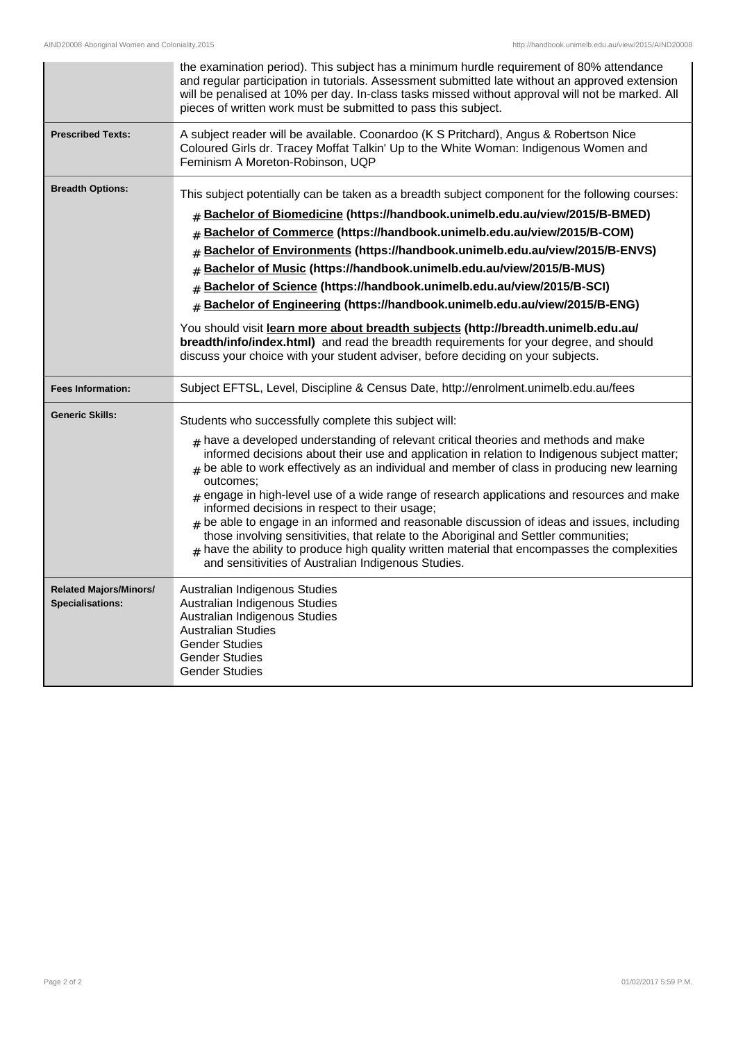| | |
|---|---|
| | the examination period). This subject has a minimum hurdle requirement of 80% attendance and regular participation in tutorials. Assessment submitted late without an approved extension will be penalised at 10% per day. In-class tasks missed without approval will not be marked. All pieces of written work must be submitted to pass this subject. |
| **Prescribed Texts:** | A subject reader will be available. Coonardoo (K S Pritchard), Angus & Robertson Nice Coloured Girls dr. Tracey Moffat Talkin' Up to the White Woman: Indigenous Women and Feminism A Moreton-Robinson, UQP |
| **Breadth Options:** | This subject potentially can be taken as a breadth subject component for the following courses:<br># **Bachelor of Biomedicine (https://handbook.unimelb.edu.au/view/2015/B-BMED)**<br># **Bachelor of Commerce (https://handbook.unimelb.edu.au/view/2015/B-COM)**<br># **Bachelor of Environments (https://handbook.unimelb.edu.au/view/2015/B-ENVS)**<br># **Bachelor of Music (https://handbook.unimelb.edu.au/view/2015/B-MUS)**<br># **Bachelor of Science (https://handbook.unimelb.edu.au/view/2015/B-SCI)**<br># **Bachelor of Engineering (https://handbook.unimelb.edu.au/view/2015/B-ENG)**<br>You should visit **learn more about breadth subjects (http://breadth.unimelb.edu.au/breadth/info/index.html)** and read the breadth requirements for your degree, and should discuss your choice with your student adviser, before deciding on your subjects. |
| **Fees Information:** | Subject EFTSL, Level, Discipline & Census Date, http://enrolment.unimelb.edu.au/fees |
| **Generic Skills:** | Students who successfully complete this subject will:<br># have a developed understanding of relevant critical theories and methods and make informed decisions about their use and application in relation to Indigenous subject matter;<br># be able to work effectively as an individual and member of class in producing new learning outcomes;<br># engage in high-level use of a wide range of research applications and resources and make informed decisions in respect to their usage;<br># be able to engage in an informed and reasonable discussion of ideas and issues, including those involving sensitivities, that relate to the Aboriginal and Settler communities;<br># have the ability to produce high quality written material that encompasses the complexities and sensitivities of Australian Indigenous Studies. |
| **Related Majors/Minors/ Specialisations:** | Australian Indigenous Studies<br>Australian Indigenous Studies<br>Australian Indigenous Studies<br>Australian Studies<br>Gender Studies<br>Gender Studies<br>Gender Studies |